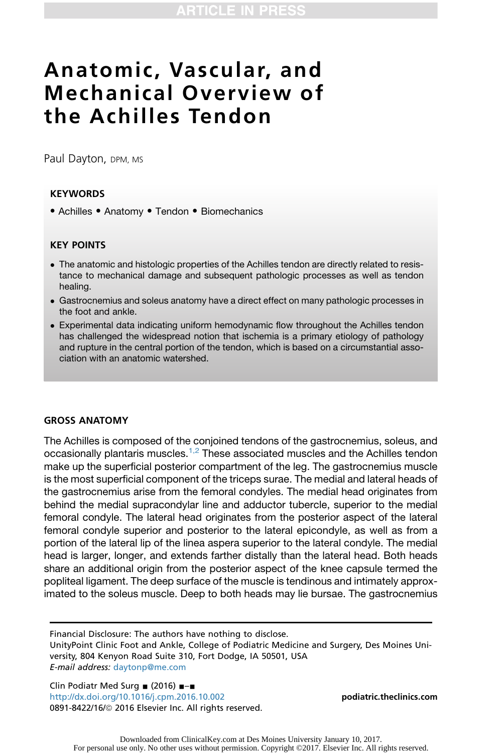# Anatomic, Vascular, and Mechanical Overview of the Achilles Tendon

Paul Dayton, DPM, MS

## KEYWORDS

• Achilles • Anatomy • Tendon • Biomechanics

## KEY POINTS

- The anatomic and histologic properties of the Achilles tendon are directly related to resistance to mechanical damage and subsequent pathologic processes as well as tendon healing.
- Gastrocnemius and soleus anatomy have a direct effect on many pathologic processes in the foot and ankle.
- Experimental data indicating uniform hemodynamic flow throughout the Achilles tendon has challenged the widespread notion that ischemia is a primary etiology of pathology and rupture in the central portion of the tendon, which is based on a circumstantial association with an anatomic watershed.

## GROSS ANATOMY

The Achilles is composed of the conjoined tendons of the gastrocnemius, soleus, and occasionally plantaris muscles.[1,2] These associated muscles and the Achilles tendon make up the superficial posterior compartment of the leg. The gastrocnemius muscle is the most superficial component of the triceps surae. The medial and lateral heads of the gastrocnemius arise from the femoral condyles. The medial head originates from behind the medial supracondylar line and adductor tubercle, superior to the medial femoral condyle. The lateral head originates from the posterior aspect of the lateral femoral condyle superior and posterior to the lateral epicondyle, as well as from a portion of the lateral lip of the linea aspera superior to the lateral condyle. The medial head is larger, longer, and extends farther distally than the lateral head. Both heads share an additional origin from the posterior aspect of the knee capsule termed the popliteal ligament. The deep surface of the muscle is tendinous and intimately approximated to the soleus muscle. Deep to both heads may lie bursae. The gastrocnemius

Financial Disclosure: The authors have nothing to disclose.
UnityPoint Clinic Foot and Ankle, College of Podiatric Medicine and Surgery, Des Moines University, 804 Kenyon Road Suite 310, Fort Dodge, IA 50501, USA
*E-mail address:* daytonp@me.com

http://dx.doi.org/10.1016/j.cpm.2016.10.002
0891-8422/16/© 2016 Elsevier Inc. All rights reserved.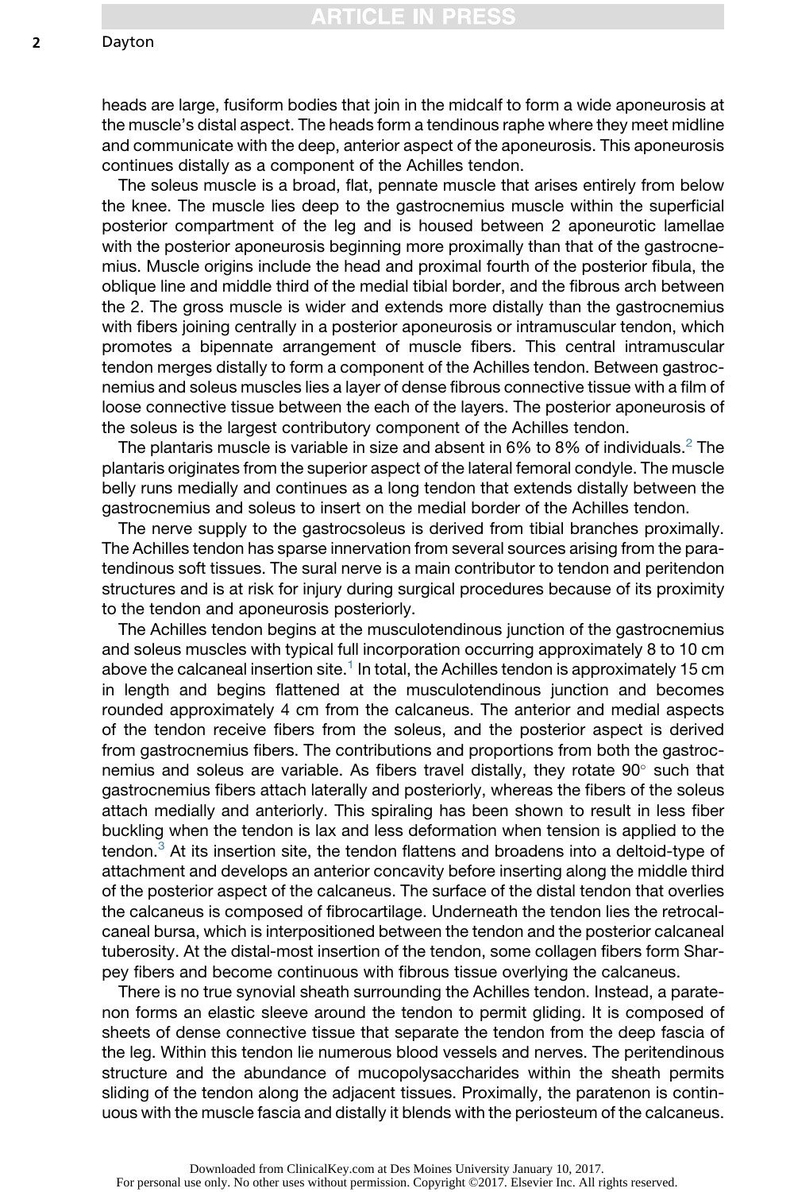heads are large, fusiform bodies that join in the midcalf to form a wide aponeurosis at the muscle's distal aspect. The heads form a tendinous raphe where they meet midline and communicate with the deep, anterior aspect of the aponeurosis. This aponeurosis continues distally as a component of the Achilles tendon.

The soleus muscle is a broad, flat, pennate muscle that arises entirely from below the knee. The muscle lies deep to the gastrocnemius muscle within the superficial posterior compartment of the leg and is housed between 2 aponeurotic lamellae with the posterior aponeurosis beginning more proximally than that of the gastrocnemius. Muscle origins include the head and proximal fourth of the posterior fibula, the oblique line and middle third of the medial tibial border, and the fibrous arch between the 2. The gross muscle is wider and extends more distally than the gastrocnemius with fibers joining centrally in a posterior aponeurosis or intramuscular tendon, which promotes a bipennate arrangement of muscle fibers. This central intramuscular tendon merges distally to form a component of the Achilles tendon. Between gastrocnemius and soleus muscles lies a layer of dense fibrous connective tissue with a film of loose connective tissue between the each of the layers. The posterior aponeurosis of the soleus is the largest contributory component of the Achilles tendon.

The plantaris muscle is variable in size and absent in 6% to 8% of individuals.[2] The plantaris originates from the superior aspect of the lateral femoral condyle. The muscle belly runs medially and continues as a long tendon that extends distally between the gastrocnemius and soleus to insert on the medial border of the Achilles tendon.

The nerve supply to the gastrocsoleus is derived from tibial branches proximally. The Achilles tendon has sparse innervation from several sources arising from the paratendinous soft tissues. The sural nerve is a main contributor to tendon and peritendon structures and is at risk for injury during surgical procedures because of its proximity to the tendon and aponeurosis posteriorly.

The Achilles tendon begins at the musculotendinous junction of the gastrocnemius and soleus muscles with typical full incorporation occurring approximately 8 to 10 cm above the calcaneal insertion site.[1] In total, the Achilles tendon is approximately 15 cm in length and begins flattened at the musculotendinous junction and becomes rounded approximately 4 cm from the calcaneus. The anterior and medial aspects of the tendon receive fibers from the soleus, and the posterior aspect is derived from gastrocnemius fibers. The contributions and proportions from both the gastrocnemius and soleus are variable. As fibers travel distally, they rotate 90° such that gastrocnemius fibers attach laterally and posteriorly, whereas the fibers of the soleus attach medially and anteriorly. This spiraling has been shown to result in less fiber buckling when the tendon is lax and less deformation when tension is applied to the tendon.[3] At its insertion site, the tendon flattens and broadens into a deltoid-type of attachment and develops an anterior concavity before inserting along the middle third of the posterior aspect of the calcaneus. The surface of the distal tendon that overlies the calcaneus is composed of fibrocartilage. Underneath the tendon lies the retrocalcaneal bursa, which is interpositioned between the tendon and the posterior calcaneal tuberosity. At the distal-most insertion of the tendon, some collagen fibers form Sharpey fibers and become continuous with fibrous tissue overlying the calcaneus.

There is no true synovial sheath surrounding the Achilles tendon. Instead, a paratenon forms an elastic sleeve around the tendon to permit gliding. It is composed of sheets of dense connective tissue that separate the tendon from the deep fascia of the leg. Within this tendon lie numerous blood vessels and nerves. The peritendinous structure and the abundance of mucopolysaccharides within the sheath permits sliding of the tendon along the adjacent tissues. Proximally, the paratenon is continuous with the muscle fascia and distally it blends with the periosteum of the calcaneus.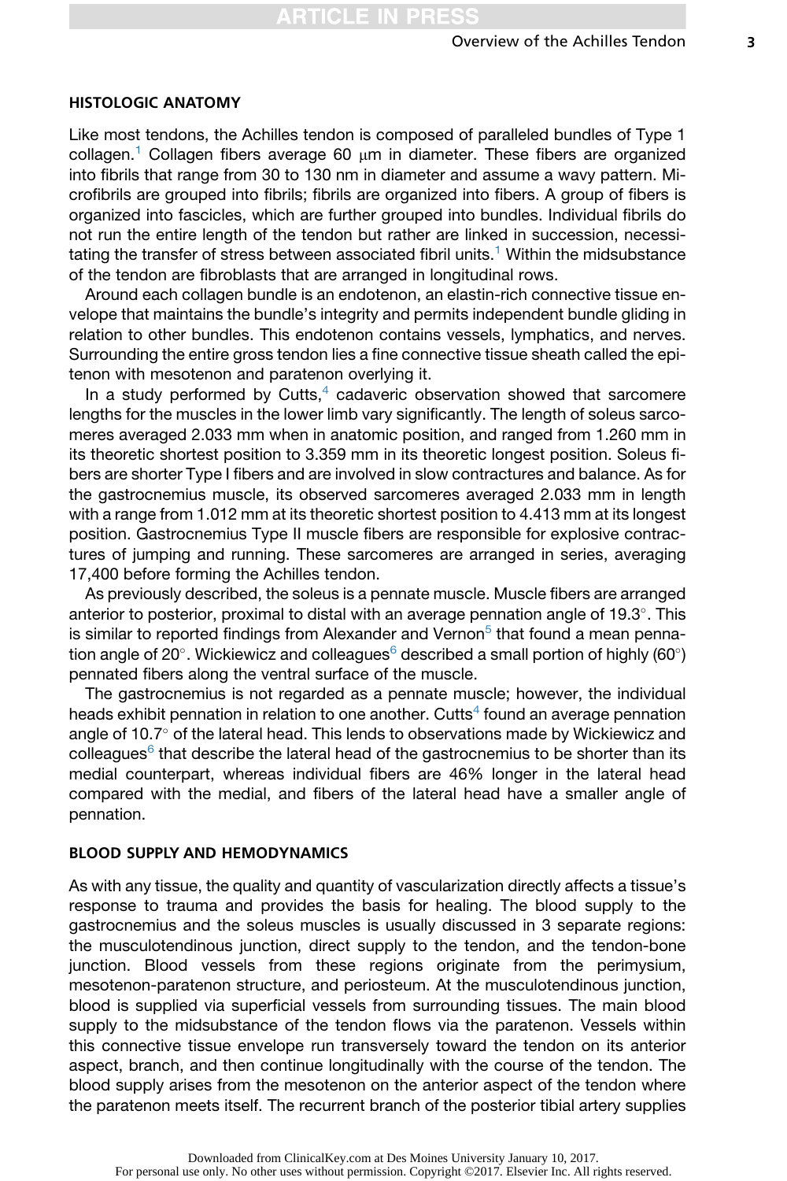## HISTOLOGIC ANATOMY

Like most tendons, the Achilles tendon is composed of paralleled bundles of Type 1 collagen.[1] Collagen fibers average 60 μm in diameter. These fibers are organized into fibrils that range from 30 to 130 nm in diameter and assume a wavy pattern. Microfibrils are grouped into fibrils; fibrils are organized into fibers. A group of fibers is organized into fascicles, which are further grouped into bundles. Individual fibrils do not run the entire length of the tendon but rather are linked in succession, necessitating the transfer of stress between associated fibril units.[1] Within the midsubstance of the tendon are fibroblasts that are arranged in longitudinal rows.

Around each collagen bundle is an endotenon, an elastin-rich connective tissue envelope that maintains the bundle's integrity and permits independent bundle gliding in relation to other bundles. This endotenon contains vessels, lymphatics, and nerves. Surrounding the entire gross tendon lies a fine connective tissue sheath called the epitenon with mesotenon and paratenon overlying it.

In a study performed by Cutts,[4] cadaveric observation showed that sarcomere lengths for the muscles in the lower limb vary significantly. The length of soleus sarcomeres averaged 2.033 mm when in anatomic position, and ranged from 1.260 mm in its theoretic shortest position to 3.359 mm in its theoretic longest position. Soleus fibers are shorter Type I fibers and are involved in slow contractures and balance. As for the gastrocnemius muscle, its observed sarcomeres averaged 2.033 mm in length with a range from 1.012 mm at its theoretic shortest position to 4.413 mm at its longest position. Gastrocnemius Type II muscle fibers are responsible for explosive contractures of jumping and running. These sarcomeres are arranged in series, averaging 17,400 before forming the Achilles tendon.

As previously described, the soleus is a pennate muscle. Muscle fibers are arranged anterior to posterior, proximal to distal with an average pennation angle of 19.3°. This is similar to reported findings from Alexander and Vernon[5] that found a mean pennation angle of 20°. Wickiewicz and colleagues[6] described a small portion of highly (60°) pennated fibers along the ventral surface of the muscle.

The gastrocnemius is not regarded as a pennate muscle; however, the individual heads exhibit pennation in relation to one another. Cutts[4] found an average pennation angle of 10.7° of the lateral head. This lends to observations made by Wickiewicz and colleagues[6] that describe the lateral head of the gastrocnemius to be shorter than its medial counterpart, whereas individual fibers are 46% longer in the lateral head compared with the medial, and fibers of the lateral head have a smaller angle of pennation.

## BLOOD SUPPLY AND HEMODYNAMICS

As with any tissue, the quality and quantity of vascularization directly affects a tissue's response to trauma and provides the basis for healing. The blood supply to the gastrocnemius and the soleus muscles is usually discussed in 3 separate regions: the musculotendinous junction, direct supply to the tendon, and the tendon-bone junction. Blood vessels from these regions originate from the perimysium, mesotenon-paratenon structure, and periosteum. At the musculotendinous junction, blood is supplied via superficial vessels from surrounding tissues. The main blood supply to the midsubstance of the tendon flows via the paratenon. Vessels within this connective tissue envelope run transversely toward the tendon on its anterior aspect, branch, and then continue longitudinally with the course of the tendon. The blood supply arises from the mesotenon on the anterior aspect of the tendon where the paratenon meets itself. The recurrent branch of the posterior tibial artery supplies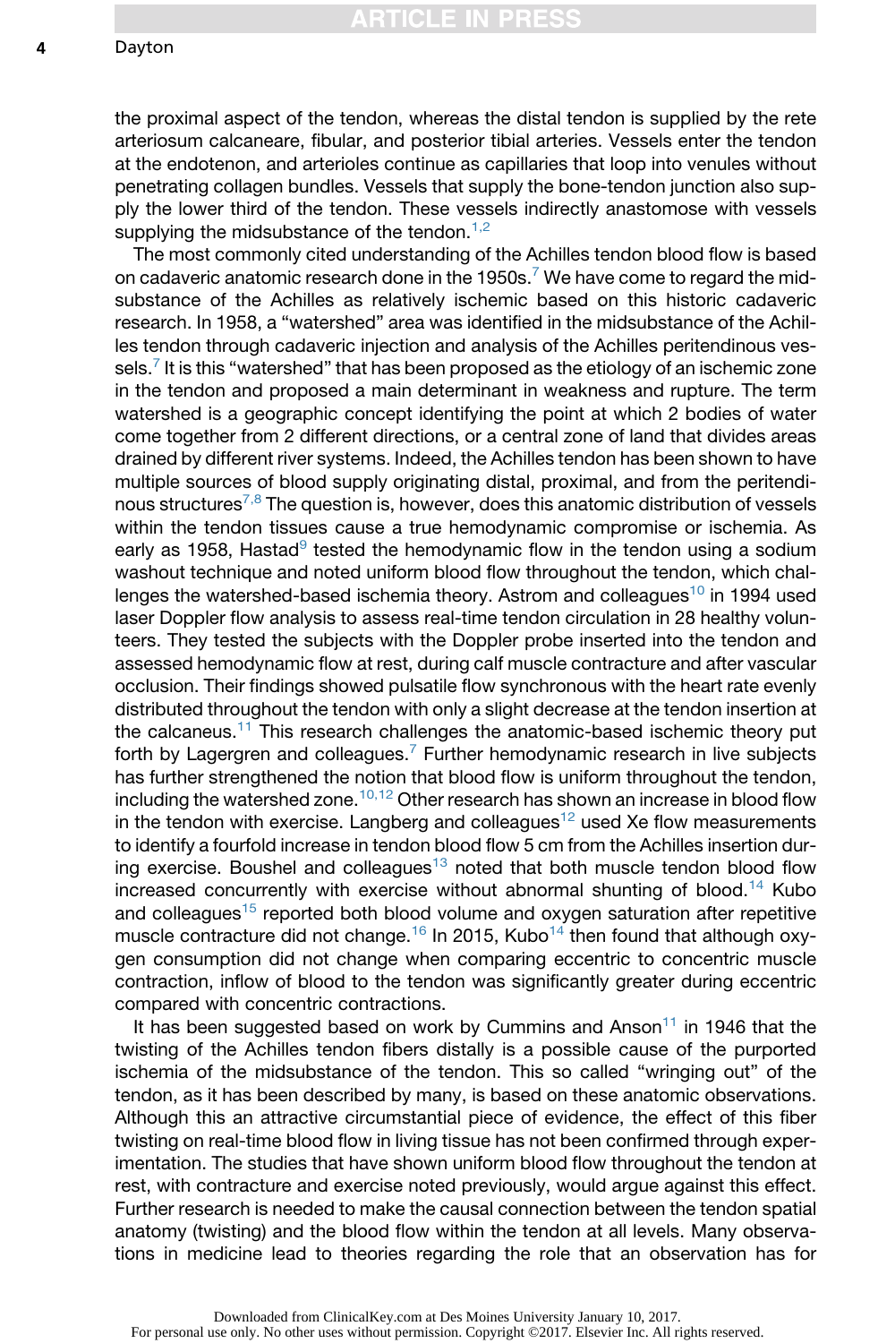the proximal aspect of the tendon, whereas the distal tendon is supplied by the rete arteriosum calcaneare, fibular, and posterior tibial arteries. Vessels enter the tendon at the endotenon, and arterioles continue as capillaries that loop into venules without penetrating collagen bundles. Vessels that supply the bone-tendon junction also supply the lower third of the tendon. These vessels indirectly anastomose with vessels supplying the midsubstance of the tendon.[1,2]

The most commonly cited understanding of the Achilles tendon blood flow is based on cadaveric anatomic research done in the 1950s.[7] We have come to regard the midsubstance of the Achilles as relatively ischemic based on this historic cadaveric research. In 1958, a "watershed" area was identified in the midsubstance of the Achilles tendon through cadaveric injection and analysis of the Achilles peritendinous vessels.[7] It is this "watershed" that has been proposed as the etiology of an ischemic zone in the tendon and proposed a main determinant in weakness and rupture. The term watershed is a geographic concept identifying the point at which 2 bodies of water come together from 2 different directions, or a central zone of land that divides areas drained by different river systems. Indeed, the Achilles tendon has been shown to have multiple sources of blood supply originating distal, proximal, and from the peritendinous structures[7,8] The question is, however, does this anatomic distribution of vessels within the tendon tissues cause a true hemodynamic compromise or ischemia. As early as 1958, Hastad[9] tested the hemodynamic flow in the tendon using a sodium washout technique and noted uniform blood flow throughout the tendon, which challenges the watershed-based ischemia theory. Astrom and colleagues[10] in 1994 used laser Doppler flow analysis to assess real-time tendon circulation in 28 healthy volunteers. They tested the subjects with the Doppler probe inserted into the tendon and assessed hemodynamic flow at rest, during calf muscle contracture and after vascular occlusion. Their findings showed pulsatile flow synchronous with the heart rate evenly distributed throughout the tendon with only a slight decrease at the tendon insertion at the calcaneus.[11] This research challenges the anatomic-based ischemic theory put forth by Lagergren and colleagues.[7] Further hemodynamic research in live subjects has further strengthened the notion that blood flow is uniform throughout the tendon, including the watershed zone.[10,12] Other research has shown an increase in blood flow in the tendon with exercise. Langberg and colleagues[12] used Xe flow measurements to identify a fourfold increase in tendon blood flow 5 cm from the Achilles insertion during exercise. Boushel and colleagues[13] noted that both muscle tendon blood flow increased concurrently with exercise without abnormal shunting of blood.[14] Kubo and colleagues[15] reported both blood volume and oxygen saturation after repetitive muscle contracture did not change.[16] In 2015, Kubo[14] then found that although oxygen consumption did not change when comparing eccentric to concentric muscle contraction, inflow of blood to the tendon was significantly greater during eccentric compared with concentric contractions.

It has been suggested based on work by Cummins and Anson[11] in 1946 that the twisting of the Achilles tendon fibers distally is a possible cause of the purported ischemia of the midsubstance of the tendon. This so called "wringing out" of the tendon, as it has been described by many, is based on these anatomic observations. Although this an attractive circumstantial piece of evidence, the effect of this fiber twisting on real-time blood flow in living tissue has not been confirmed through experimentation. The studies that have shown uniform blood flow throughout the tendon at rest, with contracture and exercise noted previously, would argue against this effect. Further research is needed to make the causal connection between the tendon spatial anatomy (twisting) and the blood flow within the tendon at all levels. Many observations in medicine lead to theories regarding the role that an observation has for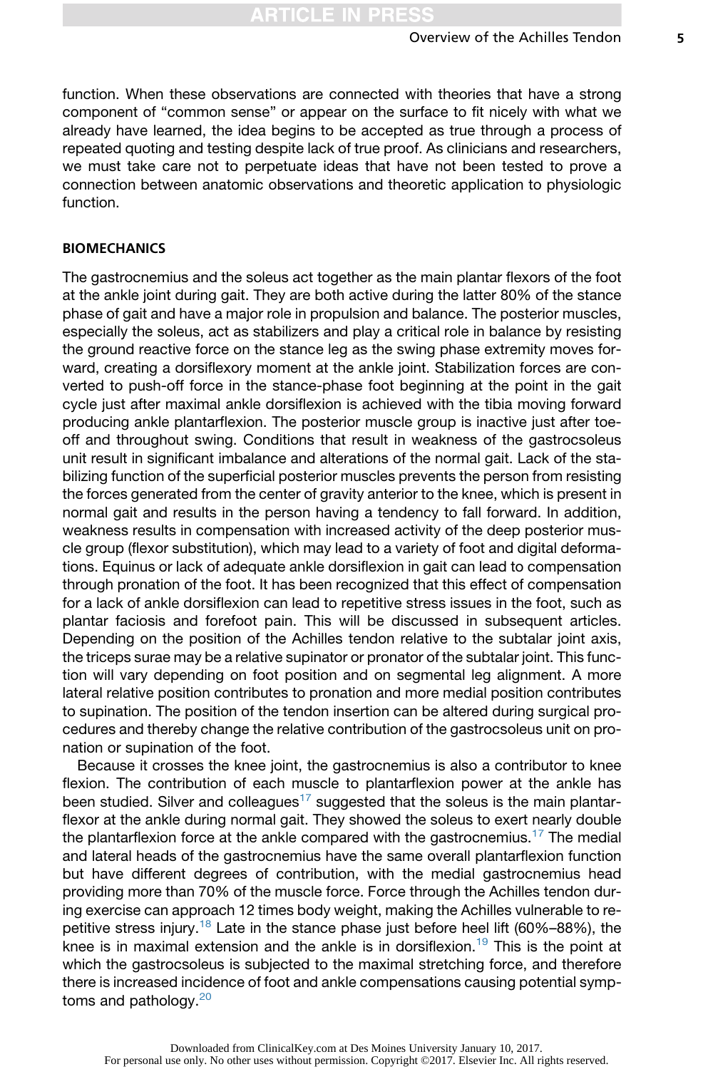function. When these observations are connected with theories that have a strong component of "common sense" or appear on the surface to fit nicely with what we already have learned, the idea begins to be accepted as true through a process of repeated quoting and testing despite lack of true proof. As clinicians and researchers, we must take care not to perpetuate ideas that have not been tested to prove a connection between anatomic observations and theoretic application to physiologic function.

## BIOMECHANICS

The gastrocnemius and the soleus act together as the main plantar flexors of the foot at the ankle joint during gait. They are both active during the latter 80% of the stance phase of gait and have a major role in propulsion and balance. The posterior muscles, especially the soleus, act as stabilizers and play a critical role in balance by resisting the ground reactive force on the stance leg as the swing phase extremity moves forward, creating a dorsiflexory moment at the ankle joint. Stabilization forces are converted to push-off force in the stance-phase foot beginning at the point in the gait cycle just after maximal ankle dorsiflexion is achieved with the tibia moving forward producing ankle plantarflexion. The posterior muscle group is inactive just after toe-off and throughout swing. Conditions that result in weakness of the gastrocsoleus unit result in significant imbalance and alterations of the normal gait. Lack of the stabilizing function of the superficial posterior muscles prevents the person from resisting the forces generated from the center of gravity anterior to the knee, which is present in normal gait and results in the person having a tendency to fall forward. In addition, weakness results in compensation with increased activity of the deep posterior muscle group (flexor substitution), which may lead to a variety of foot and digital deformations. Equinus or lack of adequate ankle dorsiflexion in gait can lead to compensation through pronation of the foot. It has been recognized that this effect of compensation for a lack of ankle dorsiflexion can lead to repetitive stress issues in the foot, such as plantar faciosis and forefoot pain. This will be discussed in subsequent articles. Depending on the position of the Achilles tendon relative to the subtalar joint axis, the triceps surae may be a relative supinator or pronator of the subtalar joint. This function will vary depending on foot position and on segmental leg alignment. A more lateral relative position contributes to pronation and more medial position contributes to supination. The position of the tendon insertion can be altered during surgical procedures and thereby change the relative contribution of the gastrocsoleus unit on pronation or supination of the foot.

Because it crosses the knee joint, the gastrocnemius is also a contributor to knee flexion. The contribution of each muscle to plantarflexion power at the ankle has been studied. Silver and colleagues[17] suggested that the soleus is the main plantarflexor at the ankle during normal gait. They showed the soleus to exert nearly double the plantarflexion force at the ankle compared with the gastrocnemius.[17] The medial and lateral heads of the gastrocnemius have the same overall plantarflexion function but have different degrees of contribution, with the medial gastrocnemius head providing more than 70% of the muscle force. Force through the Achilles tendon during exercise can approach 12 times body weight, making the Achilles vulnerable to repetitive stress injury.[18] Late in the stance phase just before heel lift (60%–88%), the knee is in maximal extension and the ankle is in dorsiflexion.[19] This is the point at which the gastrocsoleus is subjected to the maximal stretching force, and therefore there is increased incidence of foot and ankle compensations causing potential symptoms and pathology.[20]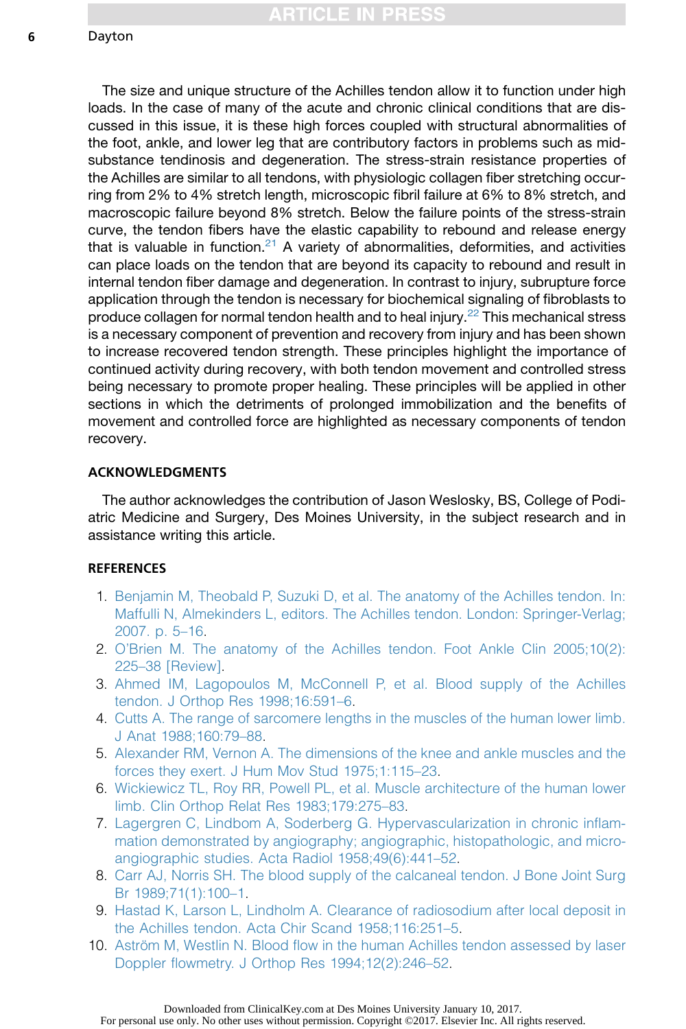The size and unique structure of the Achilles tendon allow it to function under high loads. In the case of many of the acute and chronic clinical conditions that are discussed in this issue, it is these high forces coupled with structural abnormalities of the foot, ankle, and lower leg that are contributory factors in problems such as midsubstance tendinosis and degeneration. The stress-strain resistance properties of the Achilles are similar to all tendons, with physiologic collagen fiber stretching occurring from 2% to 4% stretch length, microscopic fibril failure at 6% to 8% stretch, and macroscopic failure beyond 8% stretch. Below the failure points of the stress-strain curve, the tendon fibers have the elastic capability to rebound and release energy that is valuable in function.[21] A variety of abnormalities, deformities, and activities can place loads on the tendon that are beyond its capacity to rebound and result in internal tendon fiber damage and degeneration. In contrast to injury, subrupture force application through the tendon is necessary for biochemical signaling of fibroblasts to produce collagen for normal tendon health and to heal injury.[22] This mechanical stress is a necessary component of prevention and recovery from injury and has been shown to increase recovered tendon strength. These principles highlight the importance of continued activity during recovery, with both tendon movement and controlled stress being necessary to promote proper healing. These principles will be applied in other sections in which the detriments of prolonged immobilization and the benefits of movement and controlled force are highlighted as necessary components of tendon recovery.

## ACKNOWLEDGMENTS

The author acknowledges the contribution of Jason Weslosky, BS, College of Podiatric Medicine and Surgery, Des Moines University, in the subject research and in assistance writing this article.

## REFERENCES

1. Benjamin M, Theobald P, Suzuki D, et al. The anatomy of the Achilles tendon. In: Maffulli N, Almekinders L, editors. The Achilles tendon. London: Springer-Verlag; 2007. p. 5–16.
2. O'Brien M. The anatomy of the Achilles tendon. Foot Ankle Clin 2005;10(2): 225–38 [Review].
3. Ahmed IM, Lagopoulos M, McConnell P, et al. Blood supply of the Achilles tendon. J Orthop Res 1998;16:591–6.
4. Cutts A. The range of sarcomere lengths in the muscles of the human lower limb. J Anat 1988;160:79–88.
5. Alexander RM, Vernon A. The dimensions of the knee and ankle muscles and the forces they exert. J Hum Mov Stud 1975;1:115–23.
6. Wickiewicz TL, Roy RR, Powell PL, et al. Muscle architecture of the human lower limb. Clin Orthop Relat Res 1983;179:275–83.
7. Lagergren C, Lindbom A, Soderberg G. Hypervascularization in chronic inflammation demonstrated by angiography; angiographic, histopathologic, and microangiographic studies. Acta Radiol 1958;49(6):441–52.
8. Carr AJ, Norris SH. The blood supply of the calcaneal tendon. J Bone Joint Surg Br 1989;71(1):100–1.
9. Hastad K, Larson L, Lindholm A. Clearance of radiosodium after local deposit in the Achilles tendon. Acta Chir Scand 1958;116:251–5.
10. Aström M, Westlin N. Blood flow in the human Achilles tendon assessed by laser Doppler flowmetry. J Orthop Res 1994;12(2):246–52.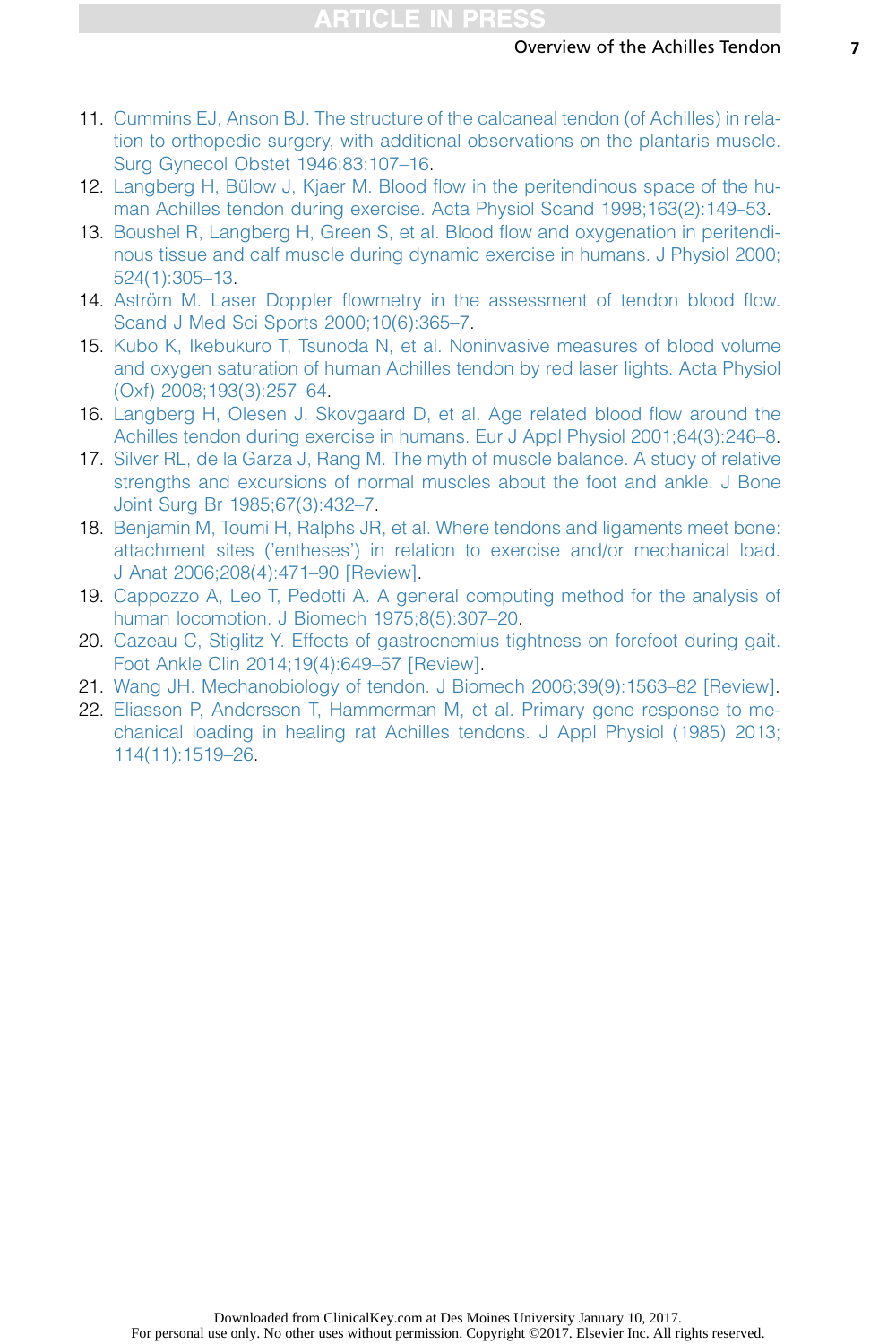11. Cummins EJ, Anson BJ. The structure of the calcaneal tendon (of Achilles) in relation to orthopedic surgery, with additional observations on the plantaris muscle. Surg Gynecol Obstet 1946;83:107–16.
12. Langberg H, Bülow J, Kjaer M. Blood flow in the peritendinous space of the human Achilles tendon during exercise. Acta Physiol Scand 1998;163(2):149–53.
13. Boushel R, Langberg H, Green S, et al. Blood flow and oxygenation in peritendinous tissue and calf muscle during dynamic exercise in humans. J Physiol 2000; 524(1):305–13.
14. Aström M. Laser Doppler flowmetry in the assessment of tendon blood flow. Scand J Med Sci Sports 2000;10(6):365–7.
15. Kubo K, Ikebukuro T, Tsunoda N, et al. Noninvasive measures of blood volume and oxygen saturation of human Achilles tendon by red laser lights. Acta Physiol (Oxf) 2008;193(3):257–64.
16. Langberg H, Olesen J, Skovgaard D, et al. Age related blood flow around the Achilles tendon during exercise in humans. Eur J Appl Physiol 2001;84(3):246–8.
17. Silver RL, de la Garza J, Rang M. The myth of muscle balance. A study of relative strengths and excursions of normal muscles about the foot and ankle. J Bone Joint Surg Br 1985;67(3):432–7.
18. Benjamin M, Toumi H, Ralphs JR, et al. Where tendons and ligaments meet bone: attachment sites ('entheses') in relation to exercise and/or mechanical load. J Anat 2006;208(4):471–90 [Review].
19. Cappozzo A, Leo T, Pedotti A. A general computing method for the analysis of human locomotion. J Biomech 1975;8(5):307–20.
20. Cazeau C, Stiglitz Y. Effects of gastrocnemius tightness on forefoot during gait. Foot Ankle Clin 2014;19(4):649–57 [Review].
21. Wang JH. Mechanobiology of tendon. J Biomech 2006;39(9):1563–82 [Review].
22. Eliasson P, Andersson T, Hammerman M, et al. Primary gene response to mechanical loading in healing rat Achilles tendons. J Appl Physiol (1985) 2013; 114(11):1519–26.